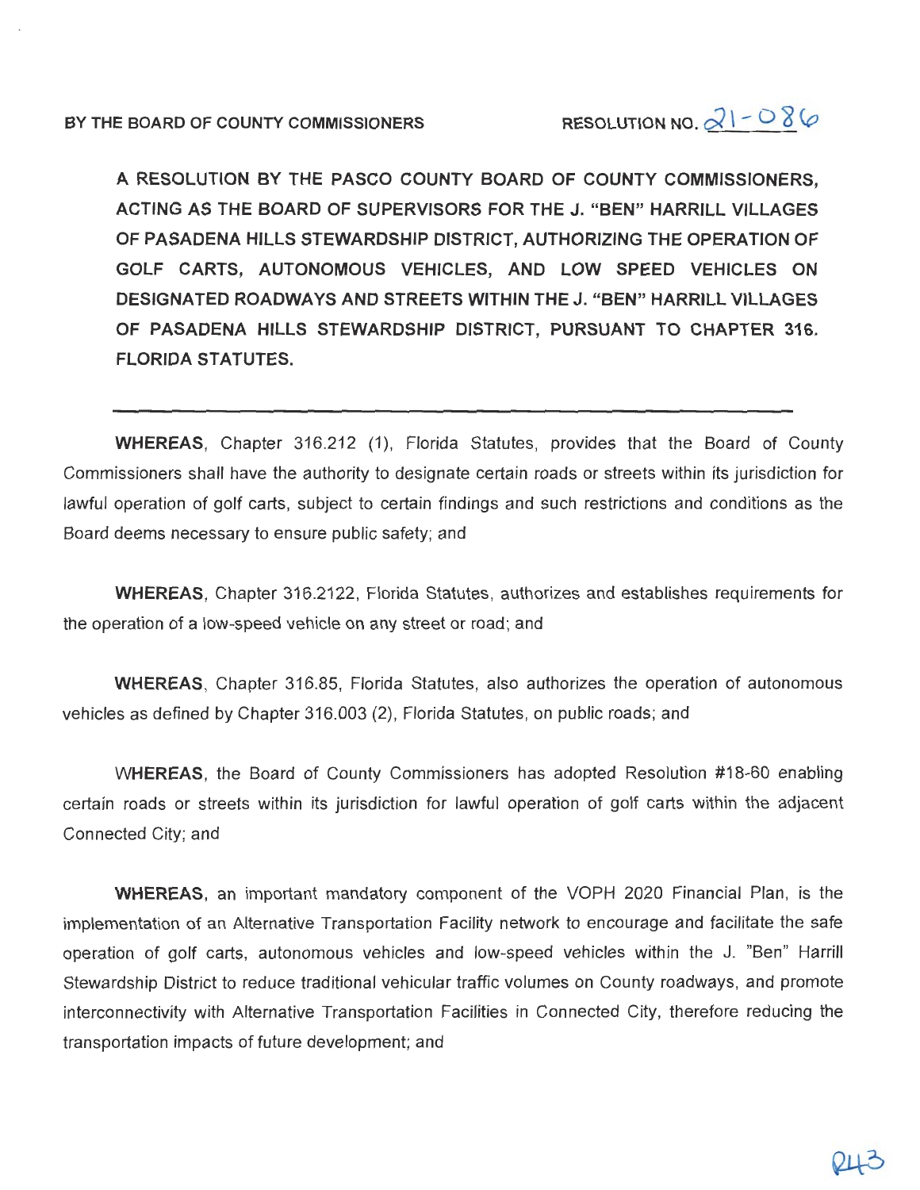BY THE BOARD OF COUNTY COMMISSIONERS RESOLUTION NO. 21-086

**A RESOLUTION BY THE PASCO COUNTY BOARD OF COUNTY COMMISSIONERS, ACTING AS THE BOARD OF SUPERVISORS FOR THE J. "BEN" HARRILL VILLAGES OF PASADENA HILLS STEWARDSHIP DISTRICT, AUTHORIZING THE OPERATION OF GOLF CARTS, AUTONOMOUS VEHICLES, AND LOW SPEED VEHICLES ON DESIGNATED ROADWAYS AND STREETS WITHIN THE J. "BEN" HARRILL VILLAGES OF PASADENA HILLS STEWARDSHIP DISTRICT, PURSUANT TO CHAPTER 316. FLORIDA STATUTES.**

---

**WHEREAS**, Chapter 316.212 (1), Florida Statutes, provides that the Board of County Commissioners shall have the authority to designate certain roads or streets within its jurisdiction for lawful operation of golf carts, subject to certain findings and such restrictions and conditions as the Board deems necessary to ensure public safety; and

**WHEREAS**, Chapter 316.2122, Florida Statutes, authorizes and establishes requirements for the operation of a low-speed vehicle on any street or road; and

**WHEREAS**, Chapter 316.85, Florida Statutes, also authorizes the operation of autonomous vehicles as defined by Chapter 316.003 (2), Florida Statutes, on public roads; and

WHEREAS, the Board of County Commissioners has adopted Resolution #18-60 enabling certain roads or streets within its jurisdiction for lawful operation of golf carts within the adjacent Connected City; and

**WHEREAS**, an important mandatory component of the VOPH 2020 Financial Plan, is the implementation of an Alternative Transportation Facility network to encourage and facilitate the safe operation of golf carts, autonomous vehicles and low-speed vehicles within the J. "Ben" Harrill Stewardship District to reduce traditional vehicular traffic volumes on County roadways, and promote interconnectivity with Alternative Transportation Facilities in Connected City, therefore reducing the transportation impacts of future development; and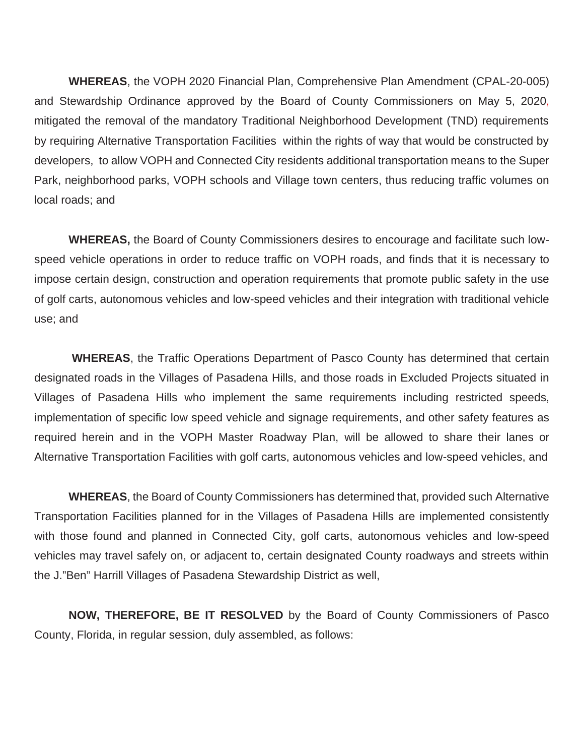**WHEREAS**, the VOPH 2020 Financial Plan, Comprehensive Plan Amendment (CPAL-20-005) and Stewardship Ordinance approved by the Board of County Commissioners on May 5, 2020, mitigated the removal of the mandatory Traditional Neighborhood Development (TND) requirements by requiring Alternative Transportation Facilities within the rights of way that would be constructed by developers, to allow VOPH and Connected City residents additional transportation means to the Super Park, neighborhood parks, VOPH schools and Village town centers, thus reducing traffic volumes on local roads; and

**WHEREAS,** the Board of County Commissioners desires to encourage and facilitate such low-speed vehicle operations in order to reduce traffic on VOPH roads, and finds that it is necessary to impose certain design, construction and operation requirements that promote public safety in the use of golf carts, autonomous vehicles and low-speed vehicles and their integration with traditional vehicle use; and

**WHEREAS**, the Traffic Operations Department of Pasco County has determined that certain designated roads in the Villages of Pasadena Hills, and those roads in Excluded Projects situated in Villages of Pasadena Hills who implement the same requirements including restricted speeds, implementation of specific low speed vehicle and signage requirements, and other safety features as required herein and in the VOPH Master Roadway Plan, will be allowed to share their lanes or Alternative Transportation Facilities with golf carts, autonomous vehicles and low-speed vehicles, and

**WHEREAS**, the Board of County Commissioners has determined that, provided such Alternative Transportation Facilities planned for in the Villages of Pasadena Hills are implemented consistently with those found and planned in Connected City, golf carts, autonomous vehicles and low-speed vehicles may travel safely on, or adjacent to, certain designated County roadways and streets within the J."Ben" Harrill Villages of Pasadena Stewardship District as well,

**NOW, THEREFORE, BE IT RESOLVED** by the Board of County Commissioners of Pasco County, Florida, in regular session, duly assembled, as follows: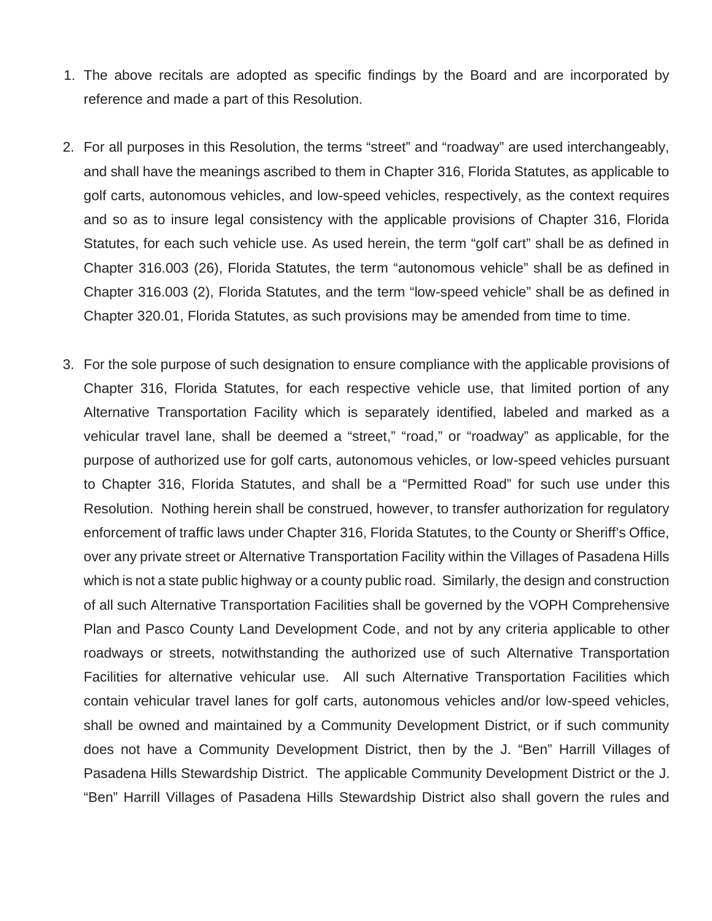1. The above recitals are adopted as specific findings by the Board and are incorporated by reference and made a part of this Resolution.

2. For all purposes in this Resolution, the terms “street” and “roadway” are used interchangeably, and shall have the meanings ascribed to them in Chapter 316, Florida Statutes, as applicable to golf carts, autonomous vehicles, and low-speed vehicles, respectively, as the context requires and so as to insure legal consistency with the applicable provisions of Chapter 316, Florida Statutes, for each such vehicle use. As used herein, the term “golf cart” shall be as defined in Chapter 316.003 (26), Florida Statutes, the term “autonomous vehicle” shall be as defined in Chapter 316.003 (2), Florida Statutes, and the term “low-speed vehicle” shall be as defined in Chapter 320.01, Florida Statutes, as such provisions may be amended from time to time.

3. For the sole purpose of such designation to ensure compliance with the applicable provisions of Chapter 316, Florida Statutes, for each respective vehicle use, that limited portion of any Alternative Transportation Facility which is separately identified, labeled and marked as a vehicular travel lane, shall be deemed a “street,” “road,” or “roadway” as applicable, for the purpose of authorized use for golf carts, autonomous vehicles, or low-speed vehicles pursuant to Chapter 316, Florida Statutes, and shall be a “Permitted Road” for such use under this Resolution. Nothing herein shall be construed, however, to transfer authorization for regulatory enforcement of traffic laws under Chapter 316, Florida Statutes, to the County or Sheriff’s Office, over any private street or Alternative Transportation Facility within the Villages of Pasadena Hills which is not a state public highway or a county public road. Similarly, the design and construction of all such Alternative Transportation Facilities shall be governed by the VOPH Comprehensive Plan and Pasco County Land Development Code, and not by any criteria applicable to other roadways or streets, notwithstanding the authorized use of such Alternative Transportation Facilities for alternative vehicular use. All such Alternative Transportation Facilities which contain vehicular travel lanes for golf carts, autonomous vehicles and/or low-speed vehicles, shall be owned and maintained by a Community Development District, or if such community does not have a Community Development District, then by the J. “Ben” Harrill Villages of Pasadena Hills Stewardship District. The applicable Community Development District or the J. “Ben” Harrill Villages of Pasadena Hills Stewardship District also shall govern the rules and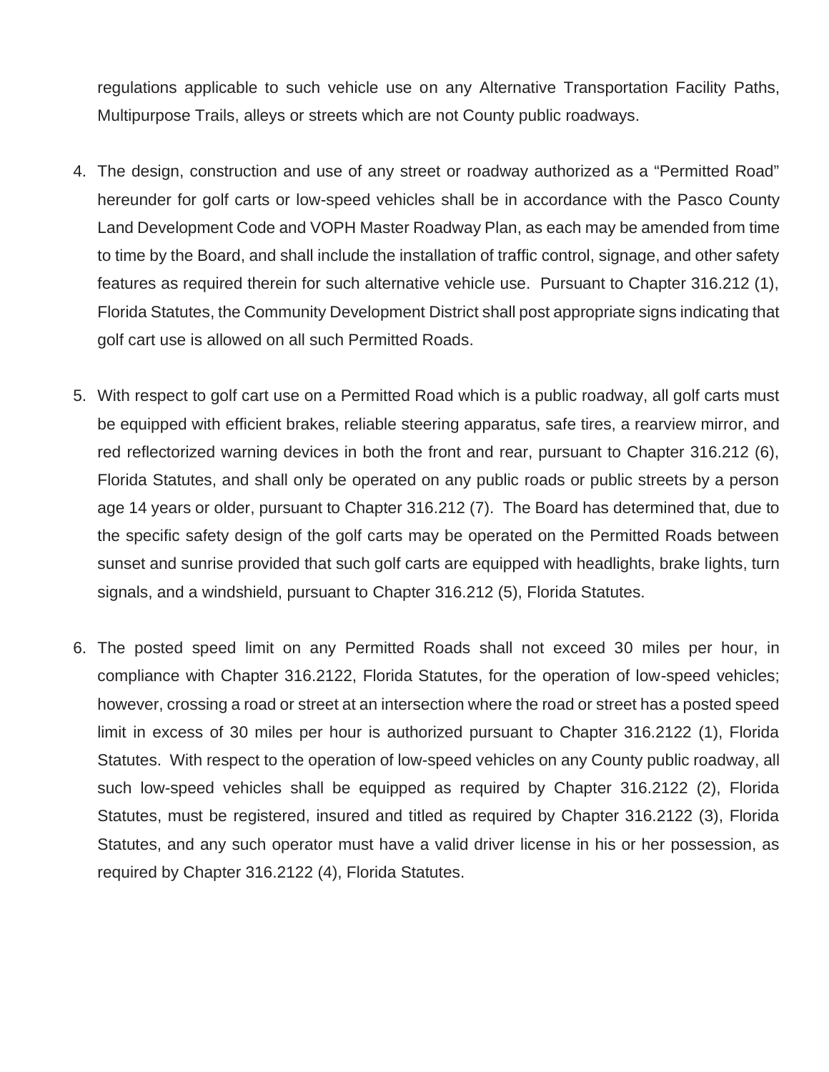regulations applicable to such vehicle use on any Alternative Transportation Facility Paths, Multipurpose Trails, alleys or streets which are not County public roadways.

4. The design, construction and use of any street or roadway authorized as a "Permitted Road" hereunder for golf carts or low-speed vehicles shall be in accordance with the Pasco County Land Development Code and VOPH Master Roadway Plan, as each may be amended from time to time by the Board, and shall include the installation of traffic control, signage, and other safety features as required therein for such alternative vehicle use. Pursuant to Chapter 316.212 (1), Florida Statutes, the Community Development District shall post appropriate signs indicating that golf cart use is allowed on all such Permitted Roads.

5. With respect to golf cart use on a Permitted Road which is a public roadway, all golf carts must be equipped with efficient brakes, reliable steering apparatus, safe tires, a rearview mirror, and red reflectorized warning devices in both the front and rear, pursuant to Chapter 316.212 (6), Florida Statutes, and shall only be operated on any public roads or public streets by a person age 14 years or older, pursuant to Chapter 316.212 (7). The Board has determined that, due to the specific safety design of the golf carts may be operated on the Permitted Roads between sunset and sunrise provided that such golf carts are equipped with headlights, brake lights, turn signals, and a windshield, pursuant to Chapter 316.212 (5), Florida Statutes.

6. The posted speed limit on any Permitted Roads shall not exceed 30 miles per hour, in compliance with Chapter 316.2122, Florida Statutes, for the operation of low-speed vehicles; however, crossing a road or street at an intersection where the road or street has a posted speed limit in excess of 30 miles per hour is authorized pursuant to Chapter 316.2122 (1), Florida Statutes. With respect to the operation of low-speed vehicles on any County public roadway, all such low-speed vehicles shall be equipped as required by Chapter 316.2122 (2), Florida Statutes, must be registered, insured and titled as required by Chapter 316.2122 (3), Florida Statutes, and any such operator must have a valid driver license in his or her possession, as required by Chapter 316.2122 (4), Florida Statutes.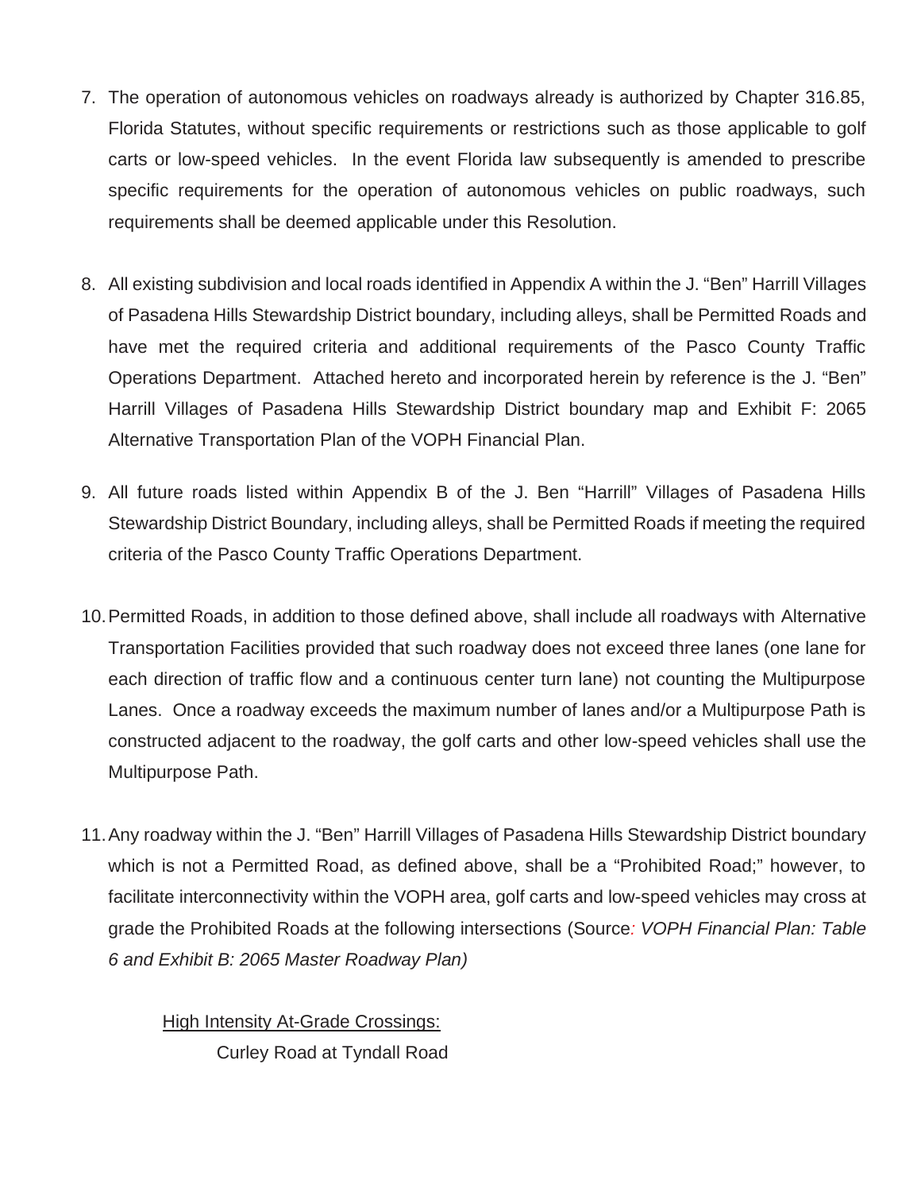7. The operation of autonomous vehicles on roadways already is authorized by Chapter 316.85, Florida Statutes, without specific requirements or restrictions such as those applicable to golf carts or low-speed vehicles. In the event Florida law subsequently is amended to prescribe specific requirements for the operation of autonomous vehicles on public roadways, such requirements shall be deemed applicable under this Resolution.

8. All existing subdivision and local roads identified in Appendix A within the J. "Ben" Harrill Villages of Pasadena Hills Stewardship District boundary, including alleys, shall be Permitted Roads and have met the required criteria and additional requirements of the Pasco County Traffic Operations Department. Attached hereto and incorporated herein by reference is the J. "Ben" Harrill Villages of Pasadena Hills Stewardship District boundary map and Exhibit F: 2065 Alternative Transportation Plan of the VOPH Financial Plan.

9. All future roads listed within Appendix B of the J. Ben "Harrill" Villages of Pasadena Hills Stewardship District Boundary, including alleys, shall be Permitted Roads if meeting the required criteria of the Pasco County Traffic Operations Department.

10. Permitted Roads, in addition to those defined above, shall include all roadways with Alternative Transportation Facilities provided that such roadway does not exceed three lanes (one lane for each direction of traffic flow and a continuous center turn lane) not counting the Multipurpose Lanes. Once a roadway exceeds the maximum number of lanes and/or a Multipurpose Path is constructed adjacent to the roadway, the golf carts and other low-speed vehicles shall use the Multipurpose Path.

11. Any roadway within the J. "Ben" Harrill Villages of Pasadena Hills Stewardship District boundary which is not a Permitted Road, as defined above, shall be a "Prohibited Road;" however, to facilitate interconnectivity within the VOPH area, golf carts and low-speed vehicles may cross at grade the Prohibited Roads at the following intersections (Source*: VOPH Financial Plan: Table 6 and Exhibit B: 2065 Master Roadway Plan)*

    <u>High Intensity At-Grade Crossings:</u>

    Curley Road at Tyndall Road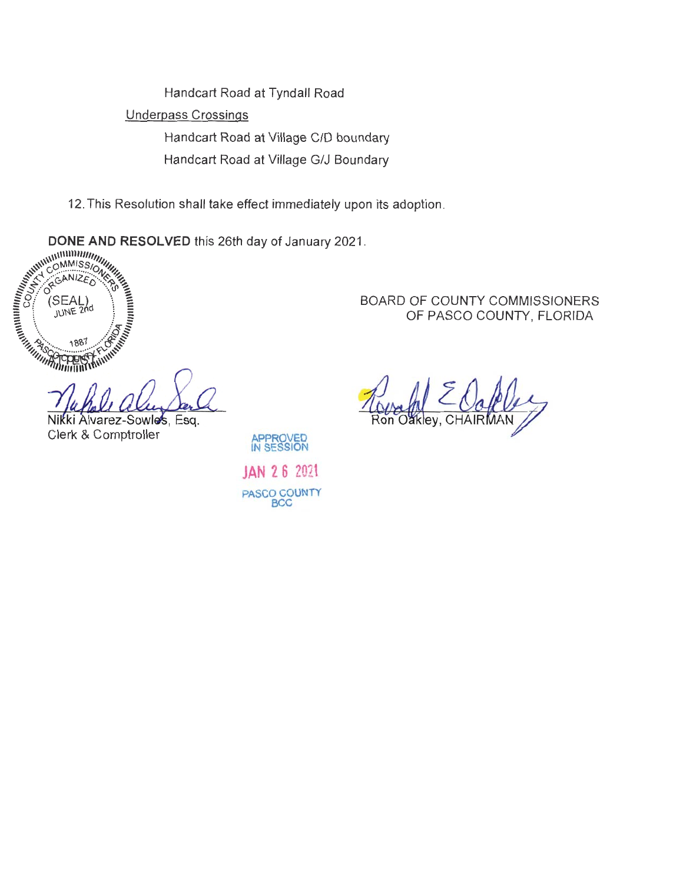Handcart Road at Tyndall Road

Underpass Crossings

Handcart Road at Village C/D boundary

Handcart Road at Village G/J Boundary

12. This Resolution shall take effect immediately upon its adoption.

**DONE AND RESOLVED** this 26th day of January 2021.

(SEAL)

ATTEST:

Nikki Alvarez-Sowles, Esq.
Clerk & Comptroller

BOARD OF COUNTY COMMISSIONERS
OF PASCO COUNTY, FLORIDA

Ron Oakley, CHAIRMAN

APPROVED
IN SESSION
JAN 26 2021
PASCO COUNTY
BCC